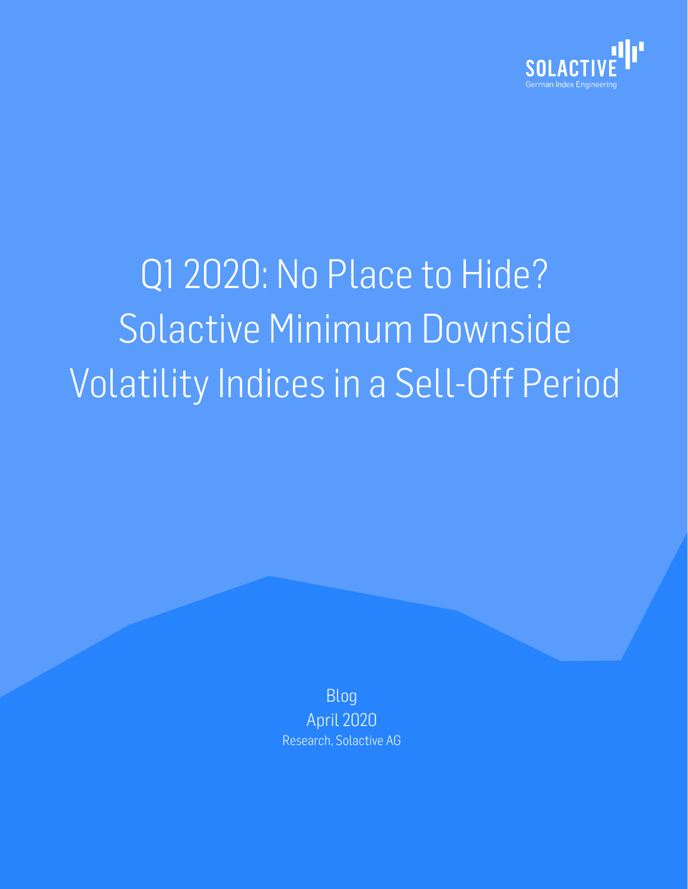SOLACTIVE
German Index Engineering

# Q1 2020: No Place to Hide? Solactive Minimum Downside Volatility Indices in a Sell-Off Period

Blog
April 2020
Research, Solactive AG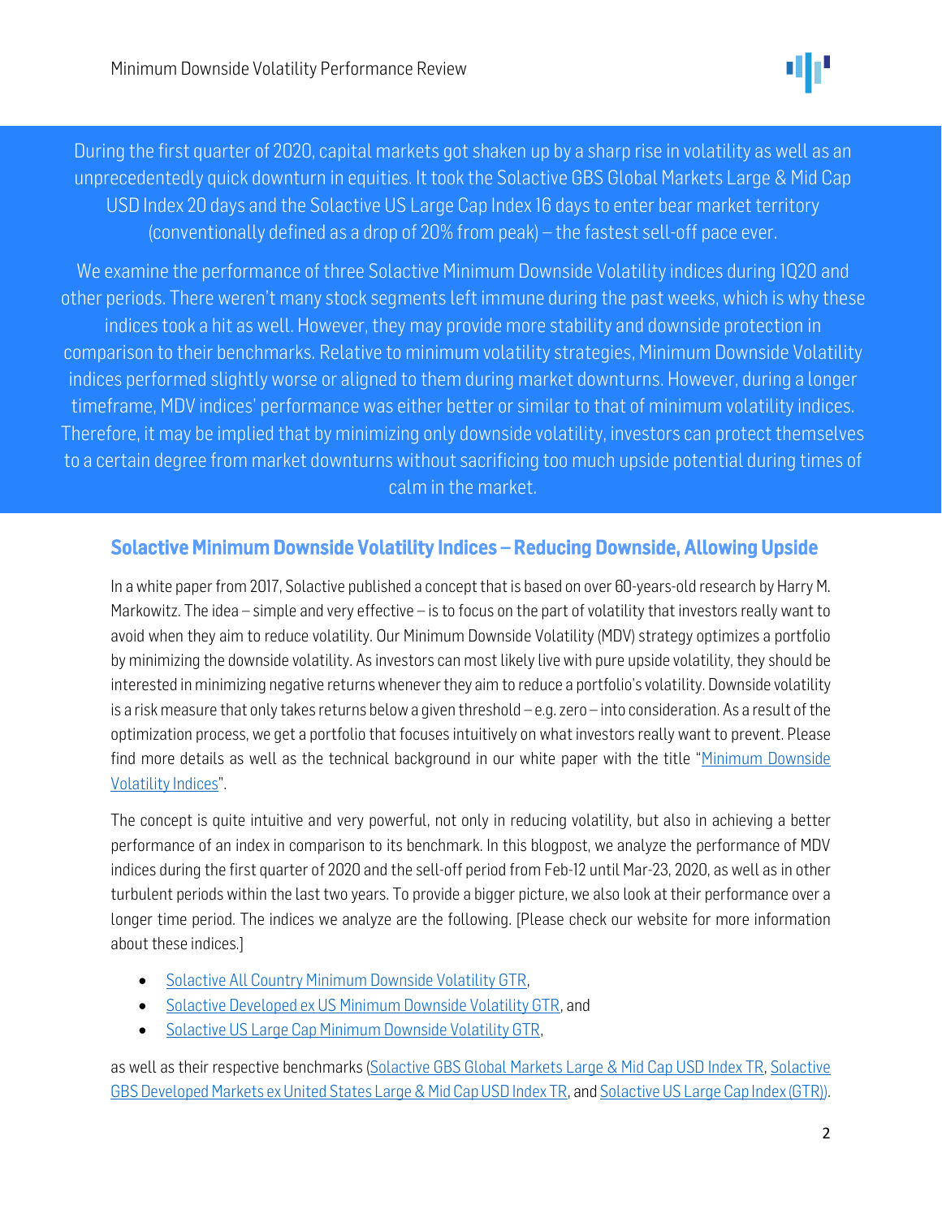During the first quarter of 2020, capital markets got shaken up by a sharp rise in volatility as well as an unprecedentedly quick downturn in equities. It took the Solactive GBS Global Markets Large & Mid Cap USD Index 20 days and the Solactive US Large Cap Index 16 days to enter bear market territory (conventionally defined as a drop of 20% from peak) – the fastest sell-off pace ever.

We examine the performance of three Solactive Minimum Downside Volatility indices during 1Q20 and other periods. There weren't many stock segments left immune during the past weeks, which is why these indices took a hit as well. However, they may provide more stability and downside protection in comparison to their benchmarks. Relative to minimum volatility strategies, Minimum Downside Volatility indices performed slightly worse or aligned to them during market downturns. However, during a longer timeframe, MDV indices' performance was either better or similar to that of minimum volatility indices. Therefore, it may be implied that by minimizing only downside volatility, investors can protect themselves to a certain degree from market downturns without sacrificing too much upside potential during times of calm in the market.

## Solactive Minimum Downside Volatility Indices – Reducing Downside, Allowing Upside

In a white paper from 2017, Solactive published a concept that is based on over 60-years-old research by Harry M. Markowitz. The idea – simple and very effective – is to focus on the part of volatility that investors really want to avoid when they aim to reduce volatility. Our Minimum Downside Volatility (MDV) strategy optimizes a portfolio by minimizing the downside volatility. As investors can most likely live with pure upside volatility, they should be interested in minimizing negative returns whenever they aim to reduce a portfolio's volatility. Downside volatility is a risk measure that only takes returns below a given threshold – e.g. zero – into consideration. As a result of the optimization process, we get a portfolio that focuses intuitively on what investors really want to prevent. Please find more details as well as the technical background in our white paper with the title "Minimum Downside Volatility Indices".

The concept is quite intuitive and very powerful, not only in reducing volatility, but also in achieving a better performance of an index in comparison to its benchmark. In this blogpost, we analyze the performance of MDV indices during the first quarter of 2020 and the sell-off period from Feb-12 until Mar-23, 2020, as well as in other turbulent periods within the last two years. To provide a bigger picture, we also look at their performance over a longer time period. The indices we analyze are the following. [Please check our website for more information about these indices.]

- Solactive All Country Minimum Downside Volatility GTR,
- Solactive Developed ex US Minimum Downside Volatility GTR, and
- Solactive US Large Cap Minimum Downside Volatility GTR,

as well as their respective benchmarks (Solactive GBS Global Markets Large & Mid Cap USD Index TR, Solactive GBS Developed Markets ex United States Large & Mid Cap USD Index TR, and Solactive US Large Cap Index (GTR)).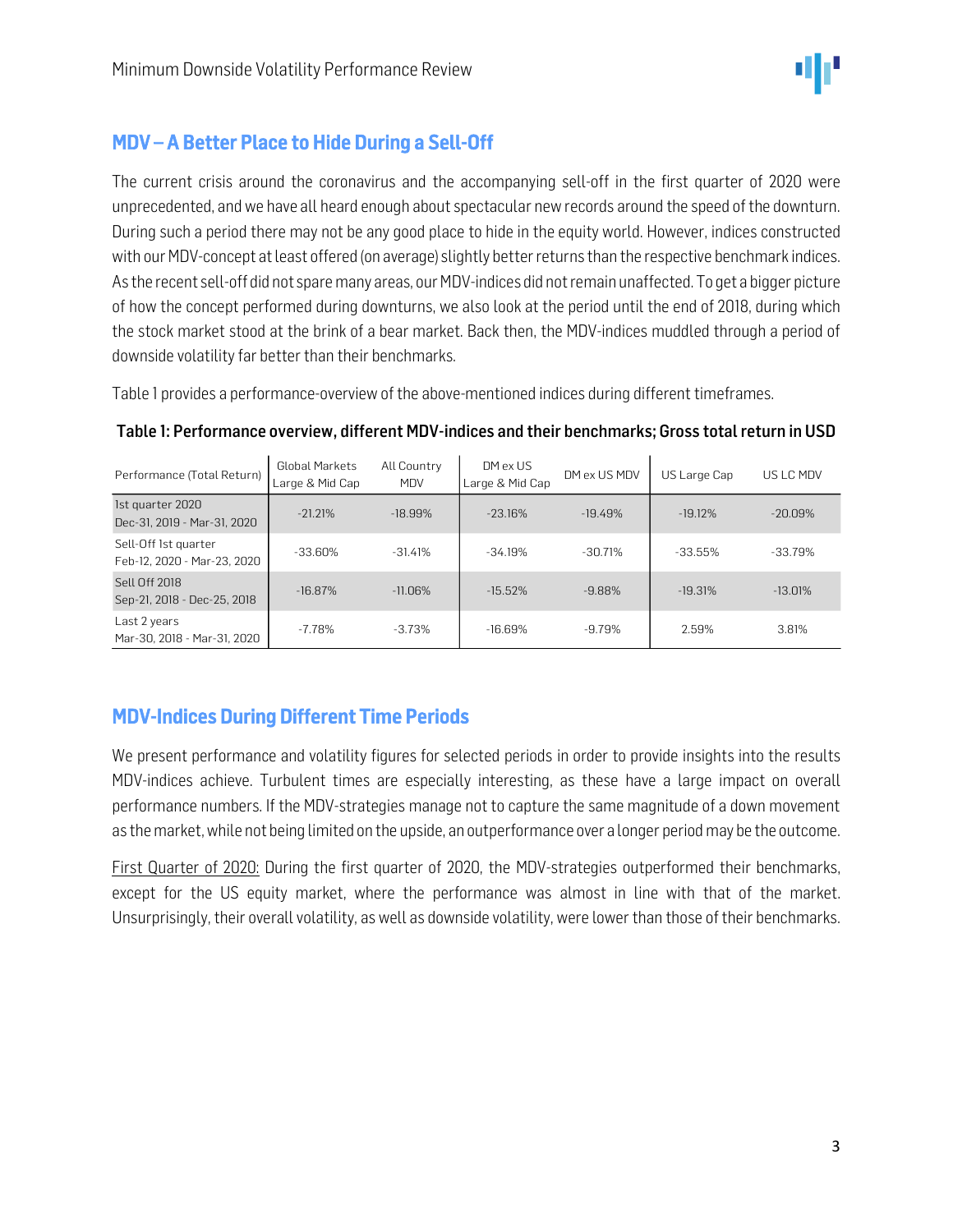## MDV – A Better Place to Hide During a Sell-Off

The current crisis around the coronavirus and the accompanying sell-off in the first quarter of 2020 were unprecedented, and we have all heard enough about spectacular new records around the speed of the downturn. During such a period there may not be any good place to hide in the equity world. However, indices constructed with our MDV-concept at least offered (on average) slightly better returns than the respective benchmark indices. As the recent sell-off did not spare many areas, our MDV-indices did not remain unaffected. To get a bigger picture of how the concept performed during downturns, we also look at the period until the end of 2018, during which the stock market stood at the brink of a bear market. Back then, the MDV-indices muddled through a period of downside volatility far better than their benchmarks.

Table 1 provides a performance-overview of the above-mentioned indices during different timeframes.

**Table 1: Performance overview, different MDV-indices and their benchmarks; Gross total return in USD**

| Performance (Total Return) | Global Markets Large & Mid Cap | All Country MDV | DM ex US Large & Mid Cap | DM ex US MDV | US Large Cap | US LC MDV |
|---|---|---|---|---|---|---|
| 1st quarter 2020<br>Dec-31, 2019 - Mar-31, 2020 | -21.21% | -18.99% | -23.16% | -19.49% | -19.12% | -20.09% |
| Sell-Off 1st quarter<br>Feb-12, 2020 - Mar-23, 2020 | -33.60% | -31.41% | -34.19% | -30.71% | -33.55% | -33.79% |
| Sell Off 2018<br>Sep-21, 2018 - Dec-25, 2018 | -16.87% | -11.06% | -15.52% | -9.88% | -19.31% | -13.01% |
| Last 2 years<br>Mar-30, 2018 - Mar-31, 2020 | -7.78% | -3.73% | -16.69% | -9.79% | 2.59% | 3.81% |

## MDV-Indices During Different Time Periods

We present performance and volatility figures for selected periods in order to provide insights into the results MDV-indices achieve. Turbulent times are especially interesting, as these have a large impact on overall performance numbers. If the MDV-strategies manage not to capture the same magnitude of a down movement as the market, while not being limited on the upside, an outperformance over a longer period may be the outcome.

First Quarter of 2020: During the first quarter of 2020, the MDV-strategies outperformed their benchmarks, except for the US equity market, where the performance was almost in line with that of the market. Unsurprisingly, their overall volatility, as well as downside volatility, were lower than those of their benchmarks.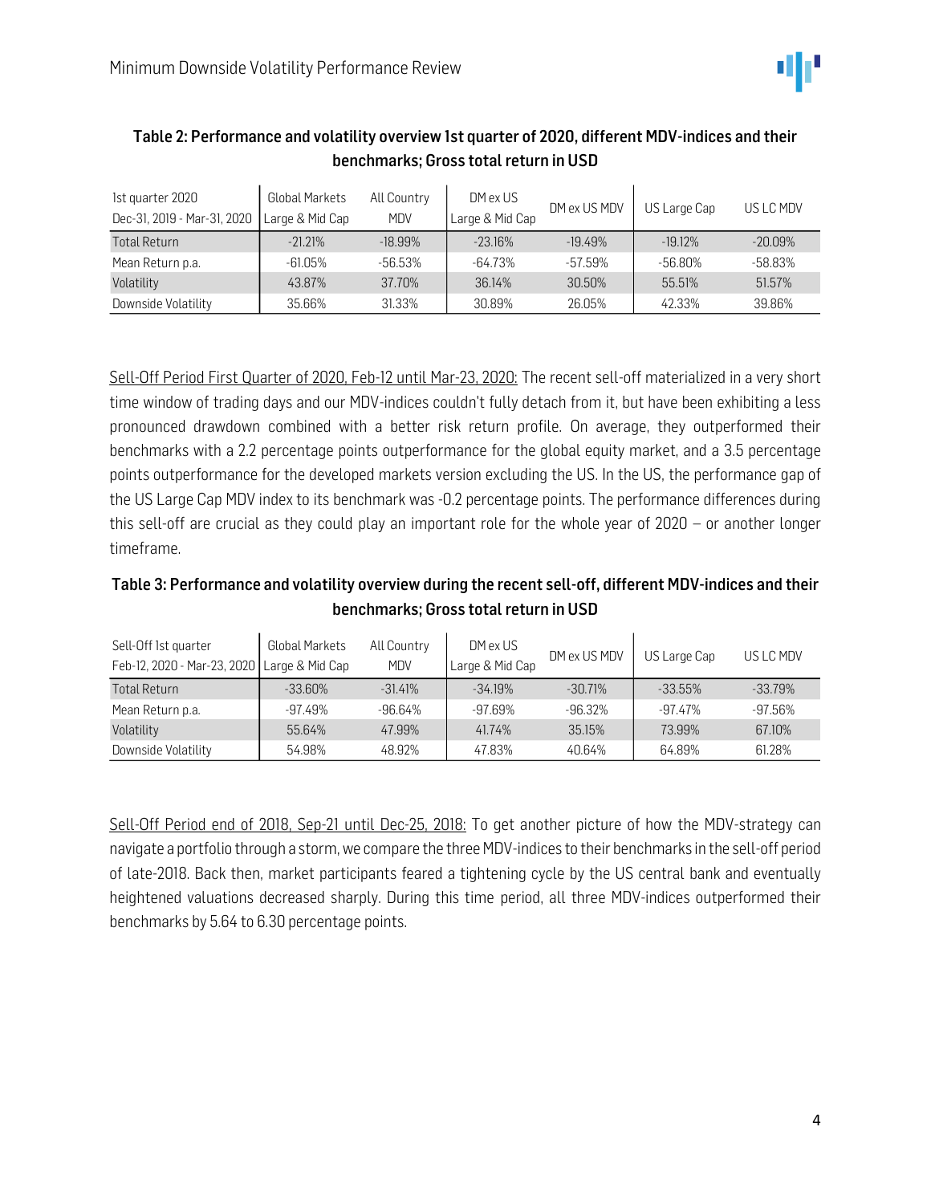**Table 2: Performance and volatility overview 1st quarter of 2020, different MDV-indices and their benchmarks; Gross total return in USD**

| 1st quarter 2020<br>Dec-31, 2019 - Mar-31, 2020 | Global Markets Large & Mid Cap | All Country MDV | DM ex US Large & Mid Cap | DM ex US MDV | US Large Cap | US LC MDV |
|---|---|---|---|---|---|---|
| Total Return | -21.21% | -18.99% | -23.16% | -19.49% | -19.12% | -20.09% |
| Mean Return p.a. | -61.05% | -56.53% | -64.73% | -57.59% | -56.80% | -58.83% |
| Volatility | 43.87% | 37.70% | 36.14% | 30.50% | 55.51% | 51.57% |
| Downside Volatility | 35.66% | 31.33% | 30.89% | 26.05% | 42.33% | 39.86% |

Sell-Off Period First Quarter of 2020, Feb-12 until Mar-23, 2020: The recent sell-off materialized in a very short time window of trading days and our MDV-indices couldn't fully detach from it, but have been exhibiting a less pronounced drawdown combined with a better risk return profile. On average, they outperformed their benchmarks with a 2.2 percentage points outperformance for the global equity market, and a 3.5 percentage points outperformance for the developed markets version excluding the US. In the US, the performance gap of the US Large Cap MDV index to its benchmark was -0.2 percentage points. The performance differences during this sell-off are crucial as they could play an important role for the whole year of 2020 – or another longer timeframe.

**Table 3: Performance and volatility overview during the recent sell-off, different MDV-indices and their benchmarks; Gross total return in USD**

| Sell-Off 1st quarter<br>Feb-12, 2020 - Mar-23, 2020 | Global Markets Large & Mid Cap | All Country MDV | DM ex US Large & Mid Cap | DM ex US MDV | US Large Cap | US LC MDV |
|---|---|---|---|---|---|---|
| Total Return | -33.60% | -31.41% | -34.19% | -30.71% | -33.55% | -33.79% |
| Mean Return p.a. | -97.49% | -96.64% | -97.69% | -96.32% | -97.47% | -97.56% |
| Volatility | 55.64% | 47.99% | 41.74% | 35.15% | 73.99% | 67.10% |
| Downside Volatility | 54.98% | 48.92% | 47.83% | 40.64% | 64.89% | 61.28% |

Sell-Off Period end of 2018, Sep-21 until Dec-25, 2018: To get another picture of how the MDV-strategy can navigate a portfolio through a storm, we compare the three MDV-indices to their benchmarks in the sell-off period of late-2018. Back then, market participants feared a tightening cycle by the US central bank and eventually heightened valuations decreased sharply. During this time period, all three MDV-indices outperformed their benchmarks by 5.64 to 6.30 percentage points.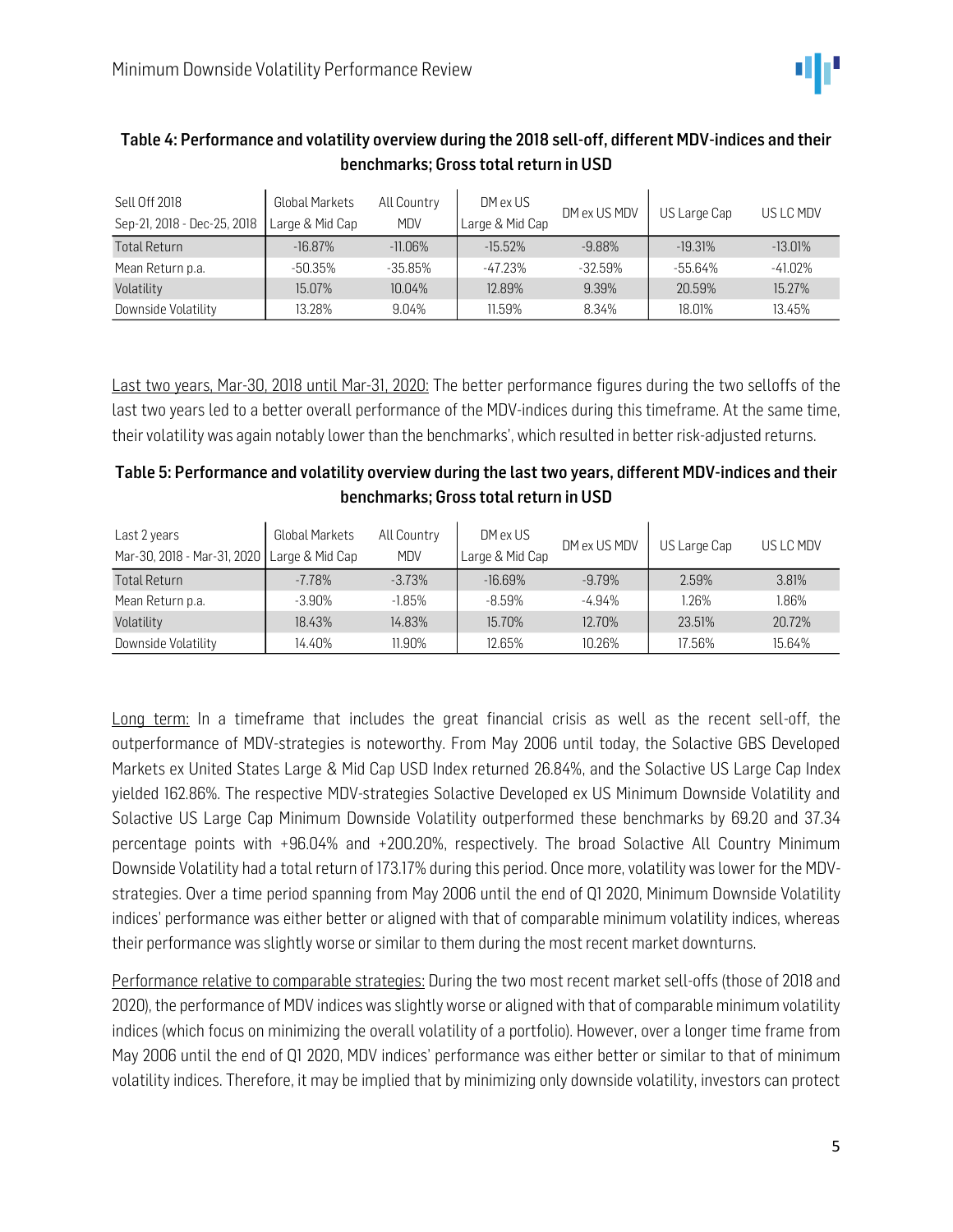**Table 4: Performance and volatility overview during the 2018 sell-off, different MDV-indices and their benchmarks; Gross total return in USD**

| Sell Off 2018<br>Sep-21, 2018 - Dec-25, 2018 | Global Markets Large & Mid Cap | All Country MDV | DM ex US Large & Mid Cap | DM ex US MDV | US Large Cap | US LC MDV |
|---|---|---|---|---|---|---|
| Total Return | -16.87% | -11.06% | -15.52% | -9.88% | -19.31% | -13.01% |
| Mean Return p.a. | -50.35% | -35.85% | -47.23% | -32.59% | -55.64% | -41.02% |
| Volatility | 15.07% | 10.04% | 12.89% | 9.39% | 20.59% | 15.27% |
| Downside Volatility | 13.28% | 9.04% | 11.59% | 8.34% | 18.01% | 13.45% |

Last two years, Mar-30, 2018 until Mar-31, 2020: The better performance figures during the two selloffs of the last two years led to a better overall performance of the MDV-indices during this timeframe. At the same time, their volatility was again notably lower than the benchmarks', which resulted in better risk-adjusted returns.

**Table 5: Performance and volatility overview during the last two years, different MDV-indices and their benchmarks; Gross total return in USD**

| Last 2 years<br>Mar-30, 2018 - Mar-31, 2020 | Global Markets Large & Mid Cap | All Country MDV | DM ex US Large & Mid Cap | DM ex US MDV | US Large Cap | US LC MDV |
|---|---|---|---|---|---|---|
| Total Return | -7.78% | -3.73% | -16.69% | -9.79% | 2.59% | 3.81% |
| Mean Return p.a. | -3.90% | -1.85% | -8.59% | -4.94% | 1.26% | 1.86% |
| Volatility | 18.43% | 14.83% | 15.70% | 12.70% | 23.51% | 20.72% |
| Downside Volatility | 14.40% | 11.90% | 12.65% | 10.26% | 17.56% | 15.64% |

Long term: In a timeframe that includes the great financial crisis as well as the recent sell-off, the outperformance of MDV-strategies is noteworthy. From May 2006 until today, the Solactive GBS Developed Markets ex United States Large & Mid Cap USD Index returned 26.84%, and the Solactive US Large Cap Index yielded 162.86%. The respective MDV-strategies Solactive Developed ex US Minimum Downside Volatility and Solactive US Large Cap Minimum Downside Volatility outperformed these benchmarks by 69.20 and 37.34 percentage points with +96.04% and +200.20%, respectively. The broad Solactive All Country Minimum Downside Volatility had a total return of 173.17% during this period. Once more, volatility was lower for the MDV-strategies. Over a time period spanning from May 2006 until the end of Q1 2020, Minimum Downside Volatility indices' performance was either better or aligned with that of comparable minimum volatility indices, whereas their performance was slightly worse or similar to them during the most recent market downturns.

Performance relative to comparable strategies: During the two most recent market sell-offs (those of 2018 and 2020), the performance of MDV indices was slightly worse or aligned with that of comparable minimum volatility indices (which focus on minimizing the overall volatility of a portfolio). However, over a longer time frame from May 2006 until the end of Q1 2020, MDV indices' performance was either better or similar to that of minimum volatility indices. Therefore, it may be implied that by minimizing only downside volatility, investors can protect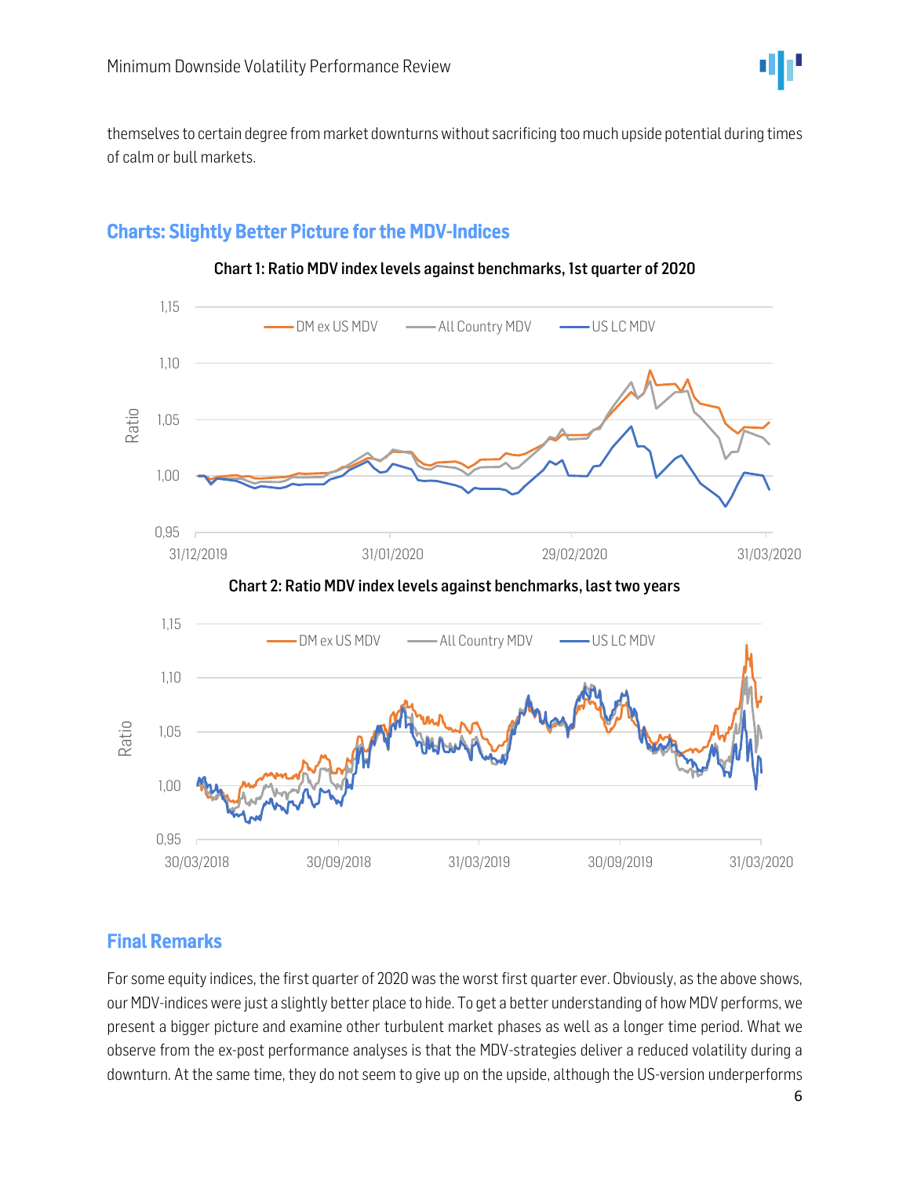themselves to certain degree from market downturns without sacrificing too much upside potential during times of calm or bull markets.

## Charts: Slightly Better Picture for the MDV-Indices

**Chart 1: Ratio MDV index levels against benchmarks, 1st quarter of 2020**

**Chart 2: Ratio MDV index levels against benchmarks, last two years**

## Final Remarks

For some equity indices, the first quarter of 2020 was the worst first quarter ever. Obviously, as the above shows, our MDV-indices were just a slightly better place to hide. To get a better understanding of how MDV performs, we present a bigger picture and examine other turbulent market phases as well as a longer time period. What we observe from the ex-post performance analyses is that the MDV-strategies deliver a reduced volatility during a downturn. At the same time, they do not seem to give up on the upside, although the US-version underperforms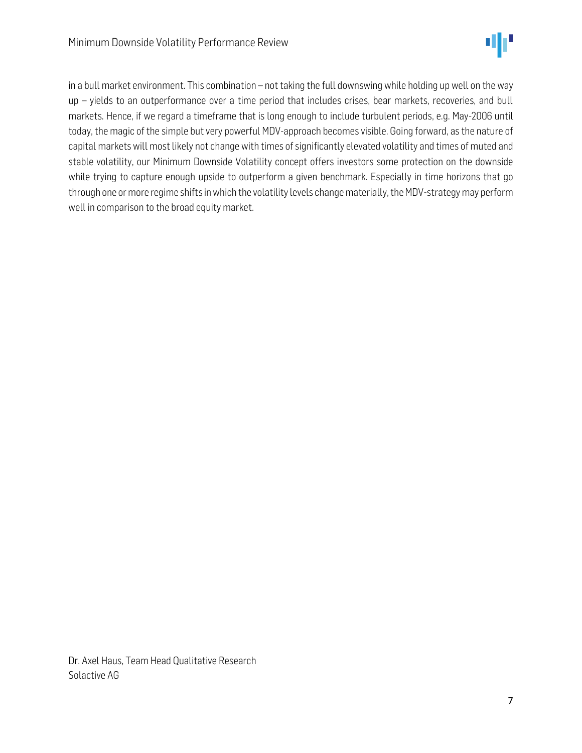in a bull market environment. This combination – not taking the full downswing while holding up well on the way up – yields to an outperformance over a time period that includes crises, bear markets, recoveries, and bull markets. Hence, if we regard a timeframe that is long enough to include turbulent periods, e.g. May-2006 until today, the magic of the simple but very powerful MDV-approach becomes visible. Going forward, as the nature of capital markets will most likely not change with times of significantly elevated volatility and times of muted and stable volatility, our Minimum Downside Volatility concept offers investors some protection on the downside while trying to capture enough upside to outperform a given benchmark. Especially in time horizons that go through one or more regime shifts in which the volatility levels change materially, the MDV-strategy may perform well in comparison to the broad equity market.

Dr. Axel Haus, Team Head Qualitative Research
Solactive AG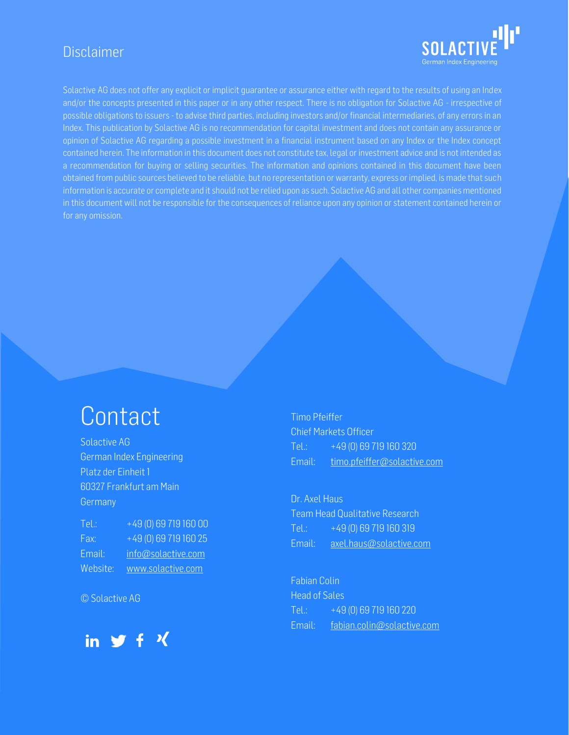## Disclaimer

Solactive AG does not offer any explicit or implicit guarantee or assurance either with regard to the results of using an Index and/or the concepts presented in this paper or in any other respect. There is no obligation for Solactive AG - irrespective of possible obligations to issuers - to advise third parties, including investors and/or financial intermediaries, of any errors in an Index. This publication by Solactive AG is no recommendation for capital investment and does not contain any assurance or opinion of Solactive AG regarding a possible investment in a financial instrument based on any Index or the Index concept contained herein. The information in this document does not constitute tax, legal or investment advice and is not intended as a recommendation for buying or selling securities. The information and opinions contained in this document have been obtained from public sources believed to be reliable, but no representation or warranty, express or implied, is made that such information is accurate or complete and it should not be relied upon as such. Solactive AG and all other companies mentioned in this document will not be responsible for the consequences of reliance upon any opinion or statement contained herein or for any omission.

# Contact

Solactive AG
German Index Engineering
Platz der Einheit 1
60327 Frankfurt am Main
Germany

Tel.: +49 (0) 69 719 160 00
Fax: +49 (0) 69 719 160 25
Email: info@solactive.com
Website: www.solactive.com

© Solactive AG

Timo Pfeiffer
Chief Markets Officer
Tel.: +49 (0) 69 719 160 320
Email: timo.pfeiffer@solactive.com

Dr. Axel Haus
Team Head Qualitative Research
Tel.: +49 (0) 69 719 160 319
Email: axel.haus@solactive.com

Fabian Colin
Head of Sales
Tel.: +49 (0) 69 719 160 220
Email: fabian.colin@solactive.com